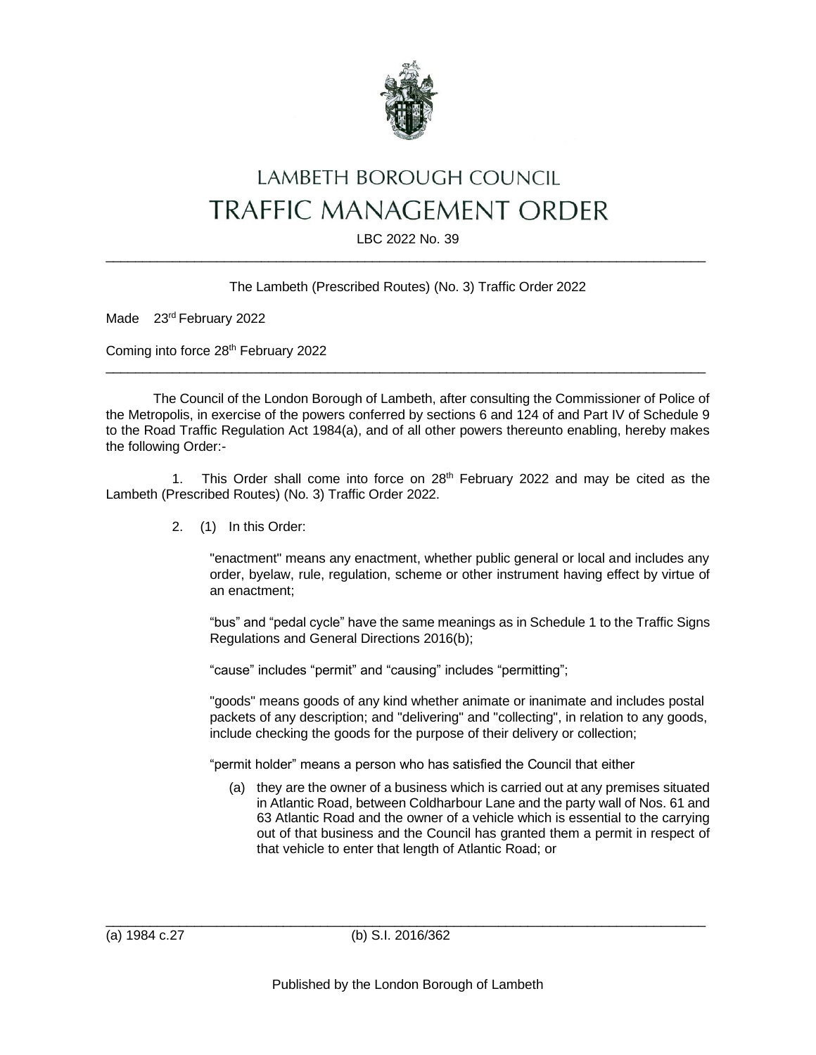# LAMBETH BOROUGH COUNCIL
# TRAFFIC MANAGEMENT ORDER

LBC 2022 No. 39

---

The Lambeth (Prescribed Routes) (No. 3) Traffic Order 2022

Made 23rd February 2022

Coming into force 28th February 2022

---

The Council of the London Borough of Lambeth, after consulting the Commissioner of Police of the Metropolis, in exercise of the powers conferred by sections 6 and 124 of and Part IV of Schedule 9 to the Road Traffic Regulation Act 1984(a), and of all other powers thereunto enabling, hereby makes the following Order:-

1. This Order shall come into force on 28th February 2022 and may be cited as the Lambeth (Prescribed Routes) (No. 3) Traffic Order 2022.

2. (1) In this Order:

"enactment" means any enactment, whether public general or local and includes any order, byelaw, rule, regulation, scheme or other instrument having effect by virtue of an enactment;

"bus" and "pedal cycle" have the same meanings as in Schedule 1 to the Traffic Signs Regulations and General Directions 2016(b);

"cause" includes "permit" and "causing" includes "permitting";

"goods" means goods of any kind whether animate or inanimate and includes postal packets of any description; and "delivering" and "collecting", in relation to any goods, include checking the goods for the purpose of their delivery or collection;

"permit holder" means a person who has satisfied the Council that either

(a) they are the owner of a business which is carried out at any premises situated in Atlantic Road, between Coldharbour Lane and the party wall of Nos. 61 and 63 Atlantic Road and the owner of a vehicle which is essential to the carrying out of that business and the Council has granted them a permit in respect of that vehicle to enter that length of Atlantic Road; or

---

(a) 1984 c.27 (b) S.I. 2016/362

Published by the London Borough of Lambeth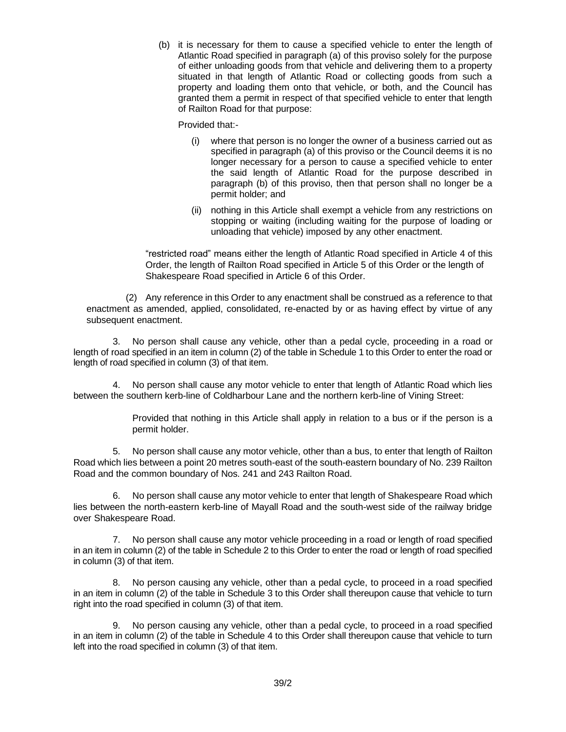(b) it is necessary for them to cause a specified vehicle to enter the length of Atlantic Road specified in paragraph (a) of this proviso solely for the purpose of either unloading goods from that vehicle and delivering them to a property situated in that length of Atlantic Road or collecting goods from such a property and loading them onto that vehicle, or both, and the Council has granted them a permit in respect of that specified vehicle to enter that length of Railton Road for that purpose:

Provided that:-

(i) where that person is no longer the owner of a business carried out as specified in paragraph (a) of this proviso or the Council deems it is no longer necessary for a person to cause a specified vehicle to enter the said length of Atlantic Road for the purpose described in paragraph (b) of this proviso, then that person shall no longer be a permit holder; and

(ii) nothing in this Article shall exempt a vehicle from any restrictions on stopping or waiting (including waiting for the purpose of loading or unloading that vehicle) imposed by any other enactment.

"restricted road" means either the length of Atlantic Road specified in Article 4 of this Order, the length of Railton Road specified in Article 5 of this Order or the length of Shakespeare Road specified in Article 6 of this Order.

(2) Any reference in this Order to any enactment shall be construed as a reference to that enactment as amended, applied, consolidated, re-enacted by or as having effect by virtue of any subsequent enactment.

3. No person shall cause any vehicle, other than a pedal cycle, proceeding in a road or length of road specified in an item in column (2) of the table in Schedule 1 to this Order to enter the road or length of road specified in column (3) of that item.

4. No person shall cause any motor vehicle to enter that length of Atlantic Road which lies between the southern kerb-line of Coldharbour Lane and the northern kerb-line of Vining Street:

Provided that nothing in this Article shall apply in relation to a bus or if the person is a permit holder.

5. No person shall cause any motor vehicle, other than a bus, to enter that length of Railton Road which lies between a point 20 metres south-east of the south-eastern boundary of No. 239 Railton Road and the common boundary of Nos. 241 and 243 Railton Road.

6. No person shall cause any motor vehicle to enter that length of Shakespeare Road which lies between the north-eastern kerb-line of Mayall Road and the south-west side of the railway bridge over Shakespeare Road.

7. No person shall cause any motor vehicle proceeding in a road or length of road specified in an item in column (2) of the table in Schedule 2 to this Order to enter the road or length of road specified in column (3) of that item.

8. No person causing any vehicle, other than a pedal cycle, to proceed in a road specified in an item in column (2) of the table in Schedule 3 to this Order shall thereupon cause that vehicle to turn right into the road specified in column (3) of that item.

9. No person causing any vehicle, other than a pedal cycle, to proceed in a road specified in an item in column (2) of the table in Schedule 4 to this Order shall thereupon cause that vehicle to turn left into the road specified in column (3) of that item.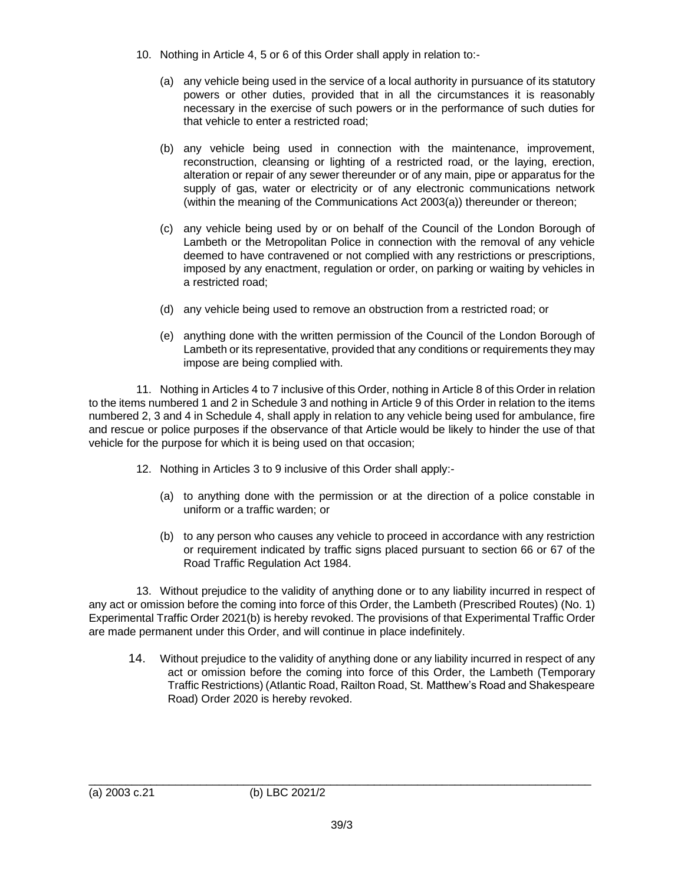10. Nothing in Article 4, 5 or 6 of this Order shall apply in relation to:-

    (a) any vehicle being used in the service of a local authority in pursuance of its statutory powers or other duties, provided that in all the circumstances it is reasonably necessary in the exercise of such powers or in the performance of such duties for that vehicle to enter a restricted road;

    (b) any vehicle being used in connection with the maintenance, improvement, reconstruction, cleansing or lighting of a restricted road, or the laying, erection, alteration or repair of any sewer thereunder or of any main, pipe or apparatus for the supply of gas, water or electricity or of any electronic communications network (within the meaning of the Communications Act 2003(a)) thereunder or thereon;

    (c) any vehicle being used by or on behalf of the Council of the London Borough of Lambeth or the Metropolitan Police in connection with the removal of any vehicle deemed to have contravened or not complied with any restrictions or prescriptions, imposed by any enactment, regulation or order, on parking or waiting by vehicles in a restricted road;

    (d) any vehicle being used to remove an obstruction from a restricted road; or

    (e) anything done with the written permission of the Council of the London Borough of Lambeth or its representative, provided that any conditions or requirements they may impose are being complied with.

11. Nothing in Articles 4 to 7 inclusive of this Order, nothing in Article 8 of this Order in relation to the items numbered 1 and 2 in Schedule 3 and nothing in Article 9 of this Order in relation to the items numbered 2, 3 and 4 in Schedule 4, shall apply in relation to any vehicle being used for ambulance, fire and rescue or police purposes if the observance of that Article would be likely to hinder the use of that vehicle for the purpose for which it is being used on that occasion;

12. Nothing in Articles 3 to 9 inclusive of this Order shall apply:-

    (a) to anything done with the permission or at the direction of a police constable in uniform or a traffic warden; or

    (b) to any person who causes any vehicle to proceed in accordance with any restriction or requirement indicated by traffic signs placed pursuant to section 66 or 67 of the Road Traffic Regulation Act 1984.

13. Without prejudice to the validity of anything done or to any liability incurred in respect of any act or omission before the coming into force of this Order, the Lambeth (Prescribed Routes) (No. 1) Experimental Traffic Order 2021(b) is hereby revoked. The provisions of that Experimental Traffic Order are made permanent under this Order, and will continue in place indefinitely.

14. Without prejudice to the validity of anything done or any liability incurred in respect of any act or omission before the coming into force of this Order, the Lambeth (Temporary Traffic Restrictions) (Atlantic Road, Railton Road, St. Matthew's Road and Shakespeare Road) Order 2020 is hereby revoked.

---

(a) 2003 c.21 (b) LBC 2021/2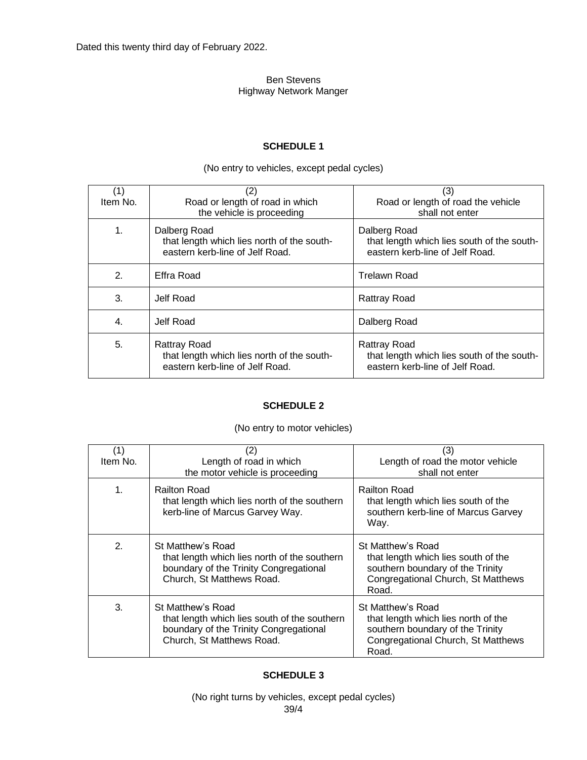Dated this twenty third day of February 2022.

Ben Stevens
Highway Network Manger

## SCHEDULE 1

(No entry to vehicles, except pedal cycles)

| (1) Item No. | (2) Road or length of road in which the vehicle is proceeding | (3) Road or length of road the vehicle shall not enter |
|---|---|---|
| 1. | Dalberg Road that length which lies north of the south-eastern kerb-line of Jelf Road. | Dalberg Road that length which lies south of the south-eastern kerb-line of Jelf Road. |
| 2. | Effra Road | Trelawn Road |
| 3. | Jelf Road | Rattray Road |
| 4. | Jelf Road | Dalberg Road |
| 5. | Rattray Road that length which lies north of the south-eastern kerb-line of Jelf Road. | Rattray Road that length which lies south of the south-eastern kerb-line of Jelf Road. |

## SCHEDULE 2

(No entry to motor vehicles)

| (1) Item No. | (2) Length of road in which the motor vehicle is proceeding | (3) Length of road the motor vehicle shall not enter |
|---|---|---|
| 1. | Railton Road that length which lies north of the southern kerb-line of Marcus Garvey Way. | Railton Road that length which lies south of the southern kerb-line of Marcus Garvey Way. |
| 2. | St Matthew's Road that length which lies north of the southern boundary of the Trinity Congregational Church, St Matthews Road. | St Matthew's Road that length which lies south of the southern boundary of the Trinity Congregational Church, St Matthews Road. |
| 3. | St Matthew's Road that length which lies south of the southern boundary of the Trinity Congregational Church, St Matthews Road. | St Matthew's Road that length which lies north of the southern boundary of the Trinity Congregational Church, St Matthews Road. |

## SCHEDULE 3

(No right turns by vehicles, except pedal cycles)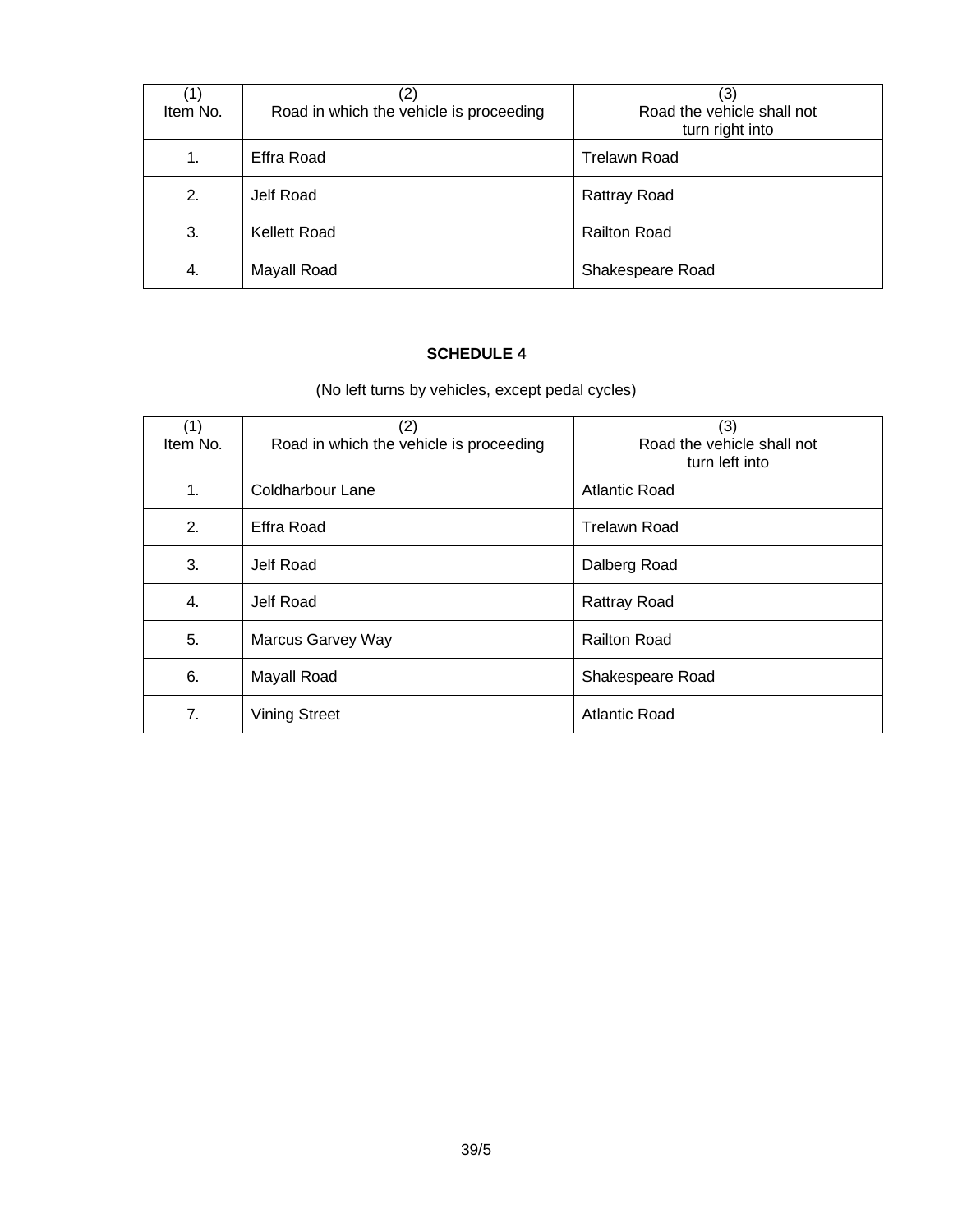| (1) Item No. | (2) Road in which the vehicle is proceeding | (3) Road the vehicle shall not turn right into |
|---|---|---|
| 1. | Effra Road | Trelawn Road |
| 2. | Jelf Road | Rattray Road |
| 3. | Kellett Road | Railton Road |
| 4. | Mayall Road | Shakespeare Road |

## SCHEDULE 4

(No left turns by vehicles, except pedal cycles)

| (1) Item No. | (2) Road in which the vehicle is proceeding | (3) Road the vehicle shall not turn left into |
|---|---|---|
| 1. | Coldharbour Lane | Atlantic Road |
| 2. | Effra Road | Trelawn Road |
| 3. | Jelf Road | Dalberg Road |
| 4. | Jelf Road | Rattray Road |
| 5. | Marcus Garvey Way | Railton Road |
| 6. | Mayall Road | Shakespeare Road |
| 7. | Vining Street | Atlantic Road |